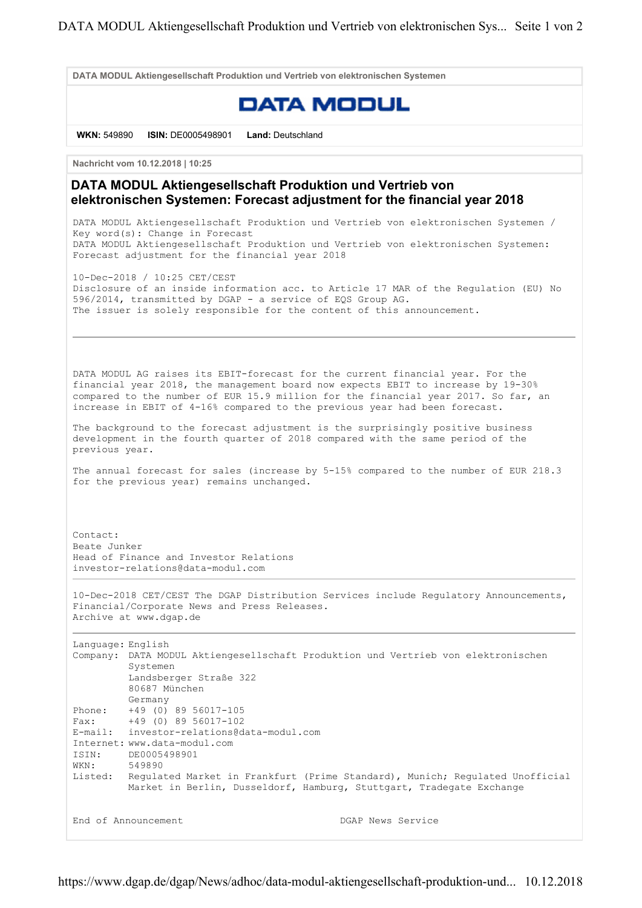DATA MODUL Aktiengesellschaft Produktion und Vertrieb von elektronischen Systemen

DATA MODUL

**WKN:** 549890 **ISIN:** DE0005498901 **Land:** Deutschland

**Nachricht vom 10.12.2018 | 10:25**

# DATA MODUL Aktiengesellschaft Produktion und Vertrieb von elektronischen Systemen: Forecast adjustment for the financial year 2018

DATA MODUL Aktiengesellschaft Produktion und Vertrieb von elektronischen Systemen / Key word(s): Change in Forecast
DATA MODUL Aktiengesellschaft Produktion und Vertrieb von elektronischen Systemen: Forecast adjustment for the financial year 2018

10-Dec-2018 / 10:25 CET/CEST
Disclosure of an inside information acc. to Article 17 MAR of the Regulation (EU) No 596/2014, transmitted by DGAP - a service of EQS Group AG.
The issuer is solely responsible for the content of this announcement.

---

DATA MODUL AG raises its EBIT-forecast for the current financial year. For the financial year 2018, the management board now expects EBIT to increase by 19-30% compared to the number of EUR 15.9 million for the financial year 2017. So far, an increase in EBIT of 4-16% compared to the previous year had been forecast.

The background to the forecast adjustment is the surprisingly positive business development in the fourth quarter of 2018 compared with the same period of the previous year.

The annual forecast for sales (increase by 5-15% compared to the number of EUR 218.3 for the previous year) remains unchanged.

Contact:
Beate Junker
Head of Finance and Investor Relations
investor-relations@data-modul.com

---

10-Dec-2018 CET/CEST The DGAP Distribution Services include Regulatory Announcements, Financial/Corporate News and Press Releases.
Archive at www.dgap.de

---

| | |
|---|---|
| Language: | English |
| Company: | DATA MODUL Aktiengesellschaft Produktion und Vertrieb von elektronischen Systemen<br>Landsberger Straße 322<br>80687 München<br>Germany |
| Phone: | +49 (0) 89 56017-105 |
| Fax: | +49 (0) 89 56017-102 |
| E-mail: | investor-relations@data-modul.com |
| Internet: | www.data-modul.com |
| ISIN: | DE0005498901 |
| WKN: | 549890 |
| Listed: | Regulated Market in Frankfurt (Prime Standard), Munich; Regulated Unofficial Market in Berlin, Dusseldorf, Hamburg, Stuttgart, Tradegate Exchange |

End of Announcement DGAP News Service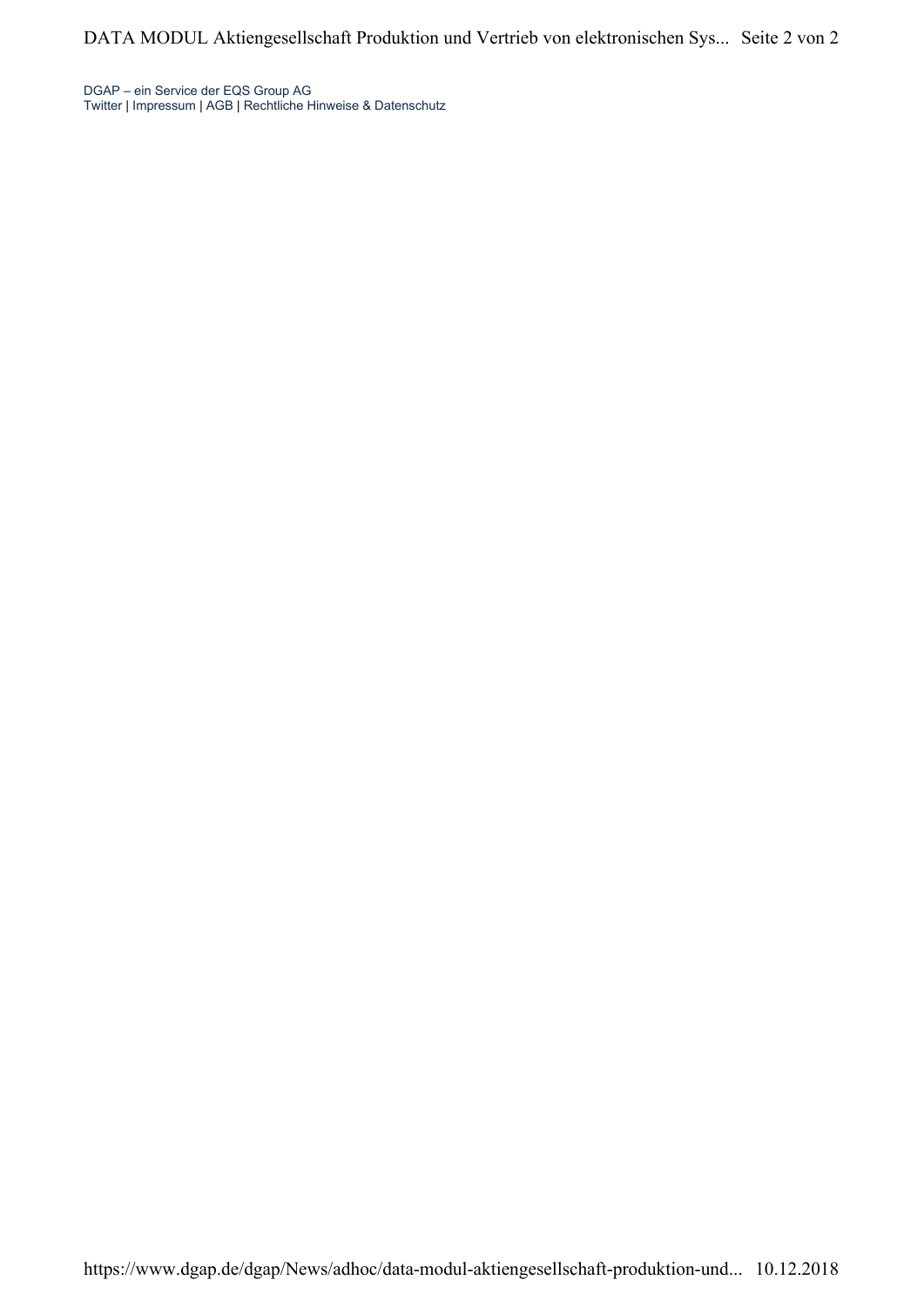DGAP – ein Service der EQS Group AG
Twitter | Impressum | AGB | Rechtliche Hinweise & Datenschutz